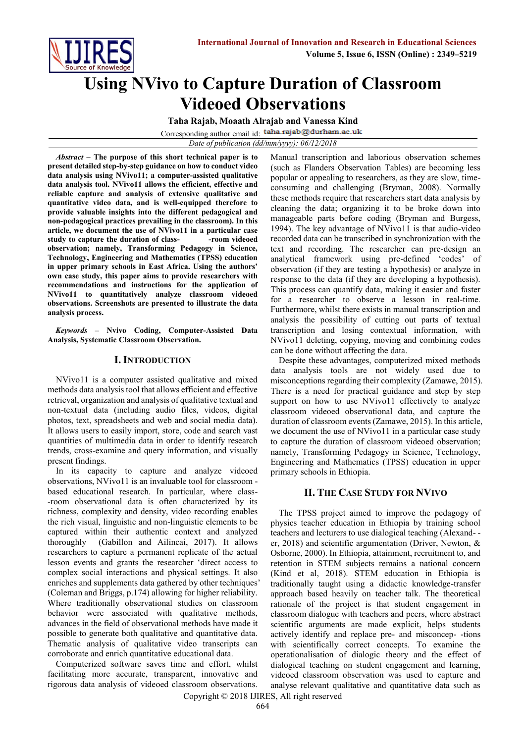# Using NVivo to Capture Duration of Classroom Videoed Observations

**Taha Rajab, Moaath Alrajab and Vanessa Kind**

Corresponding author email id: taha.rajab@durham.ac.uk

*Date of publication (dd/mm/yyyy): 06/12/2018*

***Abstract* – The purpose of this short technical paper is to present detailed step-by-step guidance on how to conduct video data analysis using NVivo11; a computer-assisted qualitative data analysis tool. NVivo11 allows the efficient, effective and reliable capture and analysis of extensive qualitative and quantitative video data, and is well-equipped therefore to provide valuable insights into the different pedagogical and non-pedagogical practices prevailing in the classroom). In this article, we document the use of NVivo11 in a particular case study to capture the duration of class- -room videoed observation; namely, Transforming Pedagogy in Science, Technology, Engineering and Mathematics (TPSS) education in upper primary schools in East Africa. Using the authors' own case study, this paper aims to provide researchers with recommendations and instructions for the application of NVivo11 to quantitatively analyze classroom videoed observations. Screenshots are presented to illustrate the data analysis process.**

***Keywords* – Nvivo Coding, Computer-Assisted Data Analysis, Systematic Classroom Observation.**

## I. Introduction

NVivo11 is a computer assisted qualitative and mixed methods data analysis tool that allows efficient and effective retrieval, organization and analysis of qualitative textual and non-textual data (including audio files, videos, digital photos, text, spreadsheets and web and social media data). It allows users to easily import, store, code and search vast quantities of multimedia data in order to identify research trends, cross-examine and query information, and visually present findings.

In its capacity to capture and analyze videoed observations, NVivo11 is an invaluable tool for classroom - based educational research. In particular, where class- -room observational data is often characterized by its richness, complexity and density, video recording enables the rich visual, linguistic and non-linguistic elements to be captured within their authentic context and analyzed thoroughly (Gabillon and Ailincai, 2017). It allows researchers to capture a permanent replicate of the actual lesson events and grants the researcher 'direct access to complex social interactions and physical settings. It also enriches and supplements data gathered by other techniques' (Coleman and Briggs, p.174) allowing for higher reliability. Where traditionally observational studies on classroom behavior were associated with qualitative methods, advances in the field of observational methods have made it possible to generate both qualitative and quantitative data. Thematic analysis of qualitative video transcripts can corroborate and enrich quantitative educational data.

Computerized software saves time and effort, whilst facilitating more accurate, transparent, innovative and rigorous data analysis of videoed classroom observations. Manual transcription and laborious observation schemes (such as Flanders Observation Tables) are becoming less popular or appealing to researchers, as they are slow, time-consuming and challenging (Bryman, 2008). Normally these methods require that researchers start data analysis by cleaning the data; organizing it to be broke down into manageable parts before coding (Bryman and Burgess, 1994). The key advantage of NVivo11 is that audio-video recorded data can be transcribed in synchronization with the text and recording. The researcher can pre-design an analytical framework using pre-defined 'codes' of observation (if they are testing a hypothesis) or analyze in response to the data (if they are developing a hypothesis). This process can quantify data, making it easier and faster for a researcher to observe a lesson in real-time. Furthermore, whilst there exists in manual transcription and analysis the possibility of cutting out parts of textual transcription and losing contextual information, with NVivo11 deleting, copying, moving and combining codes can be done without affecting the data.

Despite these advantages, computerized mixed methods data analysis tools are not widely used due to misconceptions regarding their complexity (Zamawe, 2015). There is a need for practical guidance and step by step support on how to use NVivo11 effectively to analyze classroom videoed observational data, and capture the duration of classroom events (Zamawe, 2015). In this article, we document the use of NVivo11 in a particular case study to capture the duration of classroom videoed observation; namely, Transforming Pedagogy in Science, Technology, Engineering and Mathematics (TPSS) education in upper primary schools in Ethiopia.

## II. The Case Study for NVivo

The TPSS project aimed to improve the pedagogy of physics teacher education in Ethiopia by training school teachers and lecturers to use dialogical teaching (Alexand- -er, 2018) and scientific argumentation (Driver, Newton, & Osborne, 2000). In Ethiopia, attainment, recruitment to, and retention in STEM subjects remains a national concern (Kind et al, 2018). STEM education in Ethiopia is traditionally taught using a didactic knowledge-transfer approach based heavily on teacher talk. The theoretical rationale of the project is that student engagement in classroom dialogue with teachers and peers, where abstract scientific arguments are made explicit, helps students actively identify and replace pre- and misconcep- -tions with scientifically correct concepts. To examine the operationalisation of dialogic theory and the effect of dialogical teaching on student engagement and learning, videoed classroom observation was used to capture and analyse relevant qualitative and quantitative data such as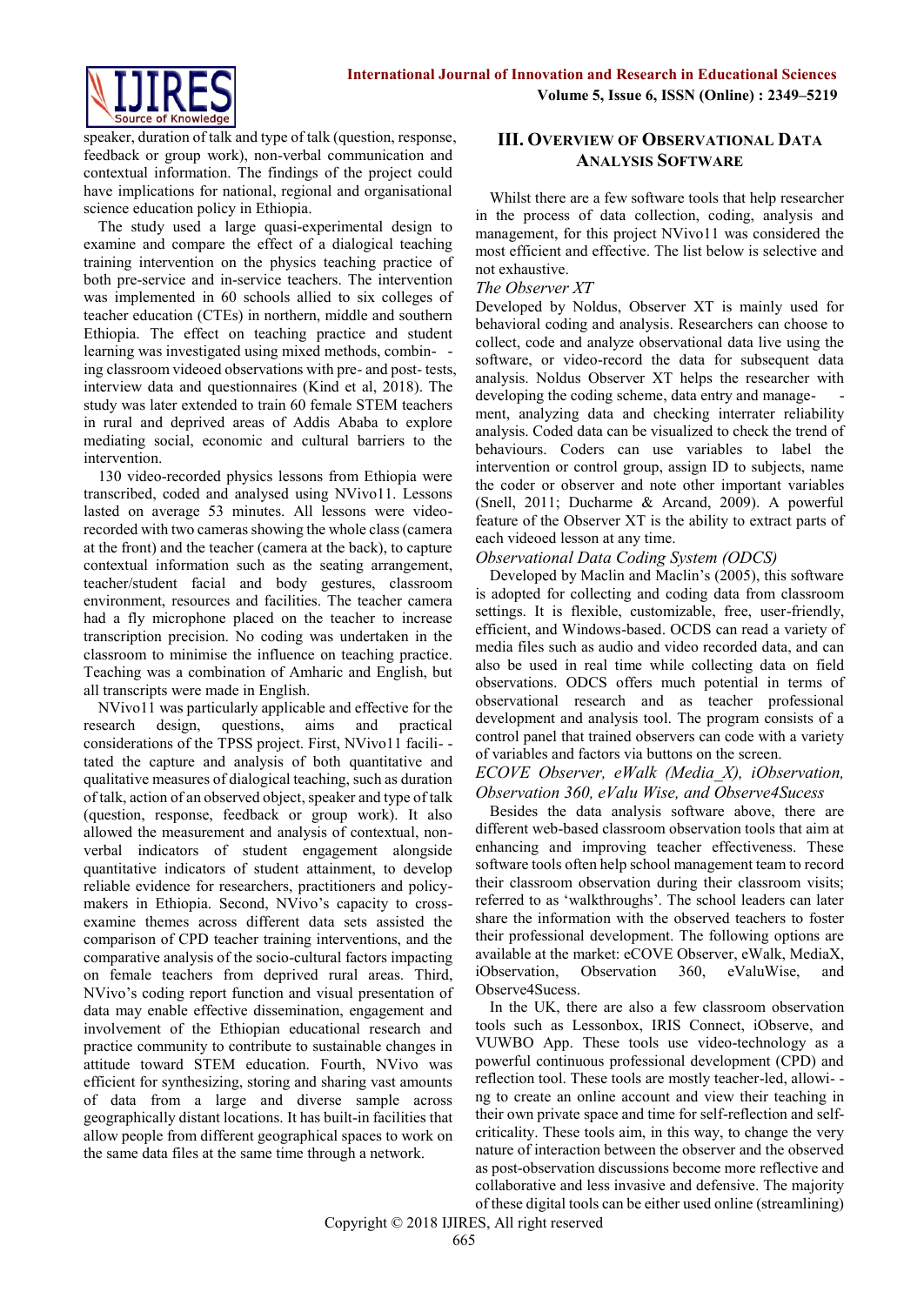speaker, duration of talk and type of talk (question, response, feedback or group work), non-verbal communication and contextual information. The findings of the project could have implications for national, regional and organisational science education policy in Ethiopia.

The study used a large quasi-experimental design to examine and compare the effect of a dialogical teaching training intervention on the physics teaching practice of both pre-service and in-service teachers. The intervention was implemented in 60 schools allied to six colleges of teacher education (CTEs) in northern, middle and southern Ethiopia. The effect on teaching practice and student learning was investigated using mixed methods, combining classroom videoed observations with pre- and post- tests, interview data and questionnaires (Kind et al, 2018). The study was later extended to train 60 female STEM teachers in rural and deprived areas of Addis Ababa to explore mediating social, economic and cultural barriers to the intervention.

130 video-recorded physics lessons from Ethiopia were transcribed, coded and analysed using NVivo11. Lessons lasted on average 53 minutes. All lessons were video-recorded with two cameras showing the whole class (camera at the front) and the teacher (camera at the back), to capture contextual information such as the seating arrangement, teacher/student facial and body gestures, classroom environment, resources and facilities. The teacher camera had a fly microphone placed on the teacher to increase transcription precision. No coding was undertaken in the classroom to minimise the influence on teaching practice. Teaching was a combination of Amharic and English, but all transcripts were made in English.

NVivo11 was particularly applicable and effective for the research design, questions, aims and practical considerations of the TPSS project. First, NVivo11 facilitated the capture and analysis of both quantitative and qualitative measures of dialogical teaching, such as duration of talk, action of an observed object, speaker and type of talk (question, response, feedback or group work). It also allowed the measurement and analysis of contextual, non-verbal indicators of student engagement alongside quantitative indicators of student attainment, to develop reliable evidence for researchers, practitioners and policy-makers in Ethiopia. Second, NVivo's capacity to cross-examine themes across different data sets assisted the comparison of CPD teacher training interventions, and the comparative analysis of the socio-cultural factors impacting on female teachers from deprived rural areas. Third, NVivo's coding report function and visual presentation of data may enable effective dissemination, engagement and involvement of the Ethiopian educational research and practice community to contribute to sustainable changes in attitude toward STEM education. Fourth, NVivo was efficient for synthesizing, storing and sharing vast amounts of data from a large and diverse sample across geographically distant locations. It has built-in facilities that allow people from different geographical spaces to work on the same data files at the same time through a network.

## III. Overview of Observational Data Analysis Software

Whilst there are a few software tools that help researcher in the process of data collection, coding, analysis and management, for this project NVivo11 was considered the most efficient and effective. The list below is selective and not exhaustive.

*The Observer XT*

Developed by Noldus, Observer XT is mainly used for behavioral coding and analysis. Researchers can choose to collect, code and analyze observational data live using the software, or video-record the data for subsequent data analysis. Noldus Observer XT helps the researcher with developing the coding scheme, data entry and management, analyzing data and checking interrater reliability analysis. Coded data can be visualized to check the trend of the behaviours. Coders can use variables to label the intervention or control group, assign ID to subjects, name the coder or observer and note other important variables (Snell, 2011; Ducharme & Arcand, 2009). A powerful feature of the Observer XT is the ability to extract parts of each videoed lesson at any time.

*Observational Data Coding System (ODCS)*

Developed by Maclin and Maclin's (2005), this software is adopted for collecting and coding data from classroom settings. It is flexible, customizable, free, user-friendly, efficient, and Windows-based. OCDS can read a variety of media files such as audio and video recorded data, and can also be used in real time while collecting data on field observations. ODCS offers much potential in terms of observational research and as teacher professional development and analysis tool. The program consists of a control panel that trained observers can code with a variety of variables and factors via buttons on the screen.

*ECOVE Observer, eWalk (Media_X), iObservation, Observation 360, eValu Wise, and Observe4Sucess*

Besides the data analysis software above, there are different web-based classroom observation tools that aim at enhancing and improving teacher effectiveness. These software tools often help school management team to record their classroom observation during their classroom visits; referred to as 'walkthroughs'. The school leaders can later share the information with the observed teachers to foster their professional development. The following options are available at the market: eCOVE Observer, eWalk, MediaX, iObservation, Observation 360, eValuWise, and Observe4Sucess.

In the UK, there are also a few classroom observation tools such as Lessonbox, IRIS Connect, iObserve, and VUWBO App. These tools use video-technology as a powerful continuous professional development (CPD) and reflection tool. These tools are mostly teacher-led, allowing to create an online account and view their teaching in their own private space and time for self-reflection and self-criticality. These tools aim, in this way, to change the very nature of interaction between the observer and the observed as post-observation discussions become more reflective and collaborative and less invasive and defensive. The majority of these digital tools can be either used online (streamlining)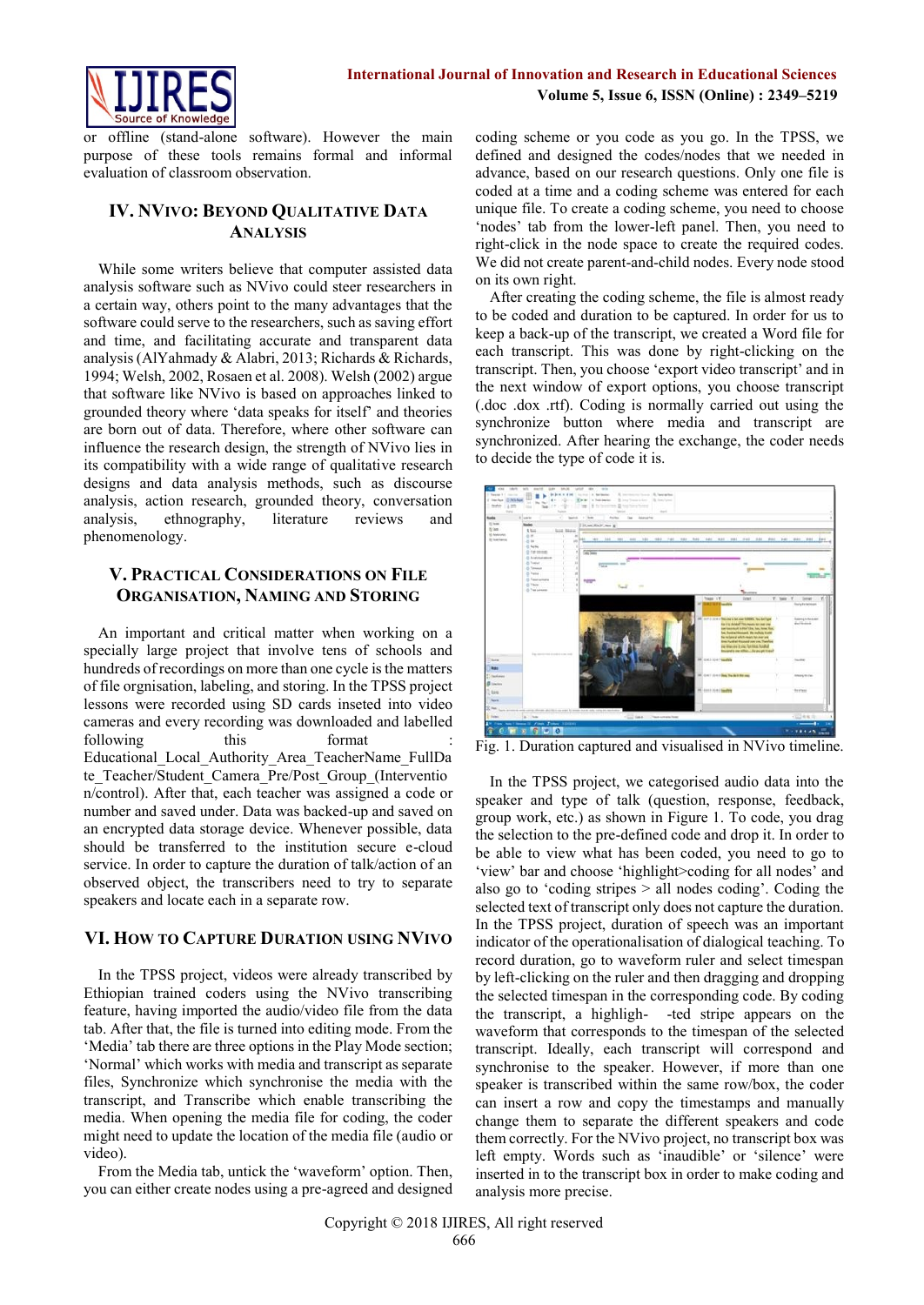or offline (stand-alone software). However the main purpose of these tools remains formal and informal evaluation of classroom observation.

## IV. NVivo: Beyond Qualitative Data Analysis

While some writers believe that computer assisted data analysis software such as NVivo could steer researchers in a certain way, others point to the many advantages that the software could serve to the researchers, such as saving effort and time, and facilitating accurate and transparent data analysis (AlYahmady & Alabri, 2013; Richards & Richards, 1994; Welsh, 2002, Rosaen et al. 2008). Welsh (2002) argue that software like NVivo is based on approaches linked to grounded theory where 'data speaks for itself' and theories are born out of data. Therefore, where other software can influence the research design, the strength of NVivo lies in its compatibility with a wide range of qualitative research designs and data analysis methods, such as discourse analysis, action research, grounded theory, conversation analysis, ethnography, literature reviews and phenomenology.

## V. Practical Considerations on File Organisation, Naming and Storing

An important and critical matter when working on a specially large project that involve tens of schools and hundreds of recordings on more than one cycle is the matters of file orgnisation, labeling, and storing. In the TPSS project lessons were recorded using SD cards inseted into video cameras and every recording was downloaded and labelled following this format : Educational_Local_Authority_Area_TeacherName_FullDate_Teacher/Student_Camera_Pre/Post_Group_(Intervention/control). After that, each teacher was assigned a code or number and saved under. Data was backed-up and saved on an encrypted data storage device. Whenever possible, data should be transferred to the institution secure e-cloud service. In order to capture the duration of talk/action of an observed object, the transcribers need to try to separate speakers and locate each in a separate row.

## VI. How to Capture Duration using NVivo

In the TPSS project, videos were already transcribed by Ethiopian trained coders using the NVivo transcribing feature, having imported the audio/video file from the data tab. After that, the file is turned into editing mode. From the 'Media' tab there are three options in the Play Mode section; 'Normal' which works with media and transcript as separate files, Synchronize which synchronise the media with the transcript, and Transcribe which enable transcribing the media. When opening the media file for coding, the coder might need to update the location of the media file (audio or video).

From the Media tab, untick the 'waveform' option. Then, you can either create nodes using a pre-agreed and designed coding scheme or you code as you go. In the TPSS, we defined and designed the codes/nodes that we needed in advance, based on our research questions. Only one file is coded at a time and a coding scheme was entered for each unique file. To create a coding scheme, you need to choose 'nodes' tab from the lower-left panel. Then, you need to right-click in the node space to create the required codes. We did not create parent-and-child nodes. Every node stood on its own right.

After creating the coding scheme, the file is almost ready to be coded and duration to be captured. In order for us to keep a back-up of the transcript, we created a Word file for each transcript. This was done by right-clicking on the transcript. Then, you choose 'export video transcript' and in the next window of export options, you choose transcript (.doc .dox .rtf). Coding is normally carried out using the synchronize button where media and transcript are synchronized. After hearing the exchange, the coder needs to decide the type of code it is.

Fig. 1. Duration captured and visualised in NVivo timeline.

In the TPSS project, we categorised audio data into the speaker and type of talk (question, response, feedback, group work, etc.) as shown in Figure 1. To code, you drag the selection to the pre-defined code and drop it. In order to be able to view what has been coded, you need to go to 'view' bar and choose 'highlight>coding for all nodes' and also go to 'coding stripes > all nodes coding'. Coding the selected text of transcript only does not capture the duration. In the TPSS project, duration of speech was an important indicator of the operationalisation of dialogical teaching. To record duration, go to waveform ruler and select timespan by left-clicking on the ruler and then dragging and dropping the selected timespan in the corresponding code. By coding the transcript, a highligh- -ted stripe appears on the waveform that corresponds to the timespan of the selected transcript. Ideally, each transcript will correspond and synchronise to the speaker. However, if more than one speaker is transcribed within the same row/box, the coder can insert a row and copy the timestamps and manually change them to separate the different speakers and code them correctly. For the NVivo project, no transcript box was left empty. Words such as 'inaudible' or 'silence' were inserted in to the transcript box in order to make coding and analysis more precise.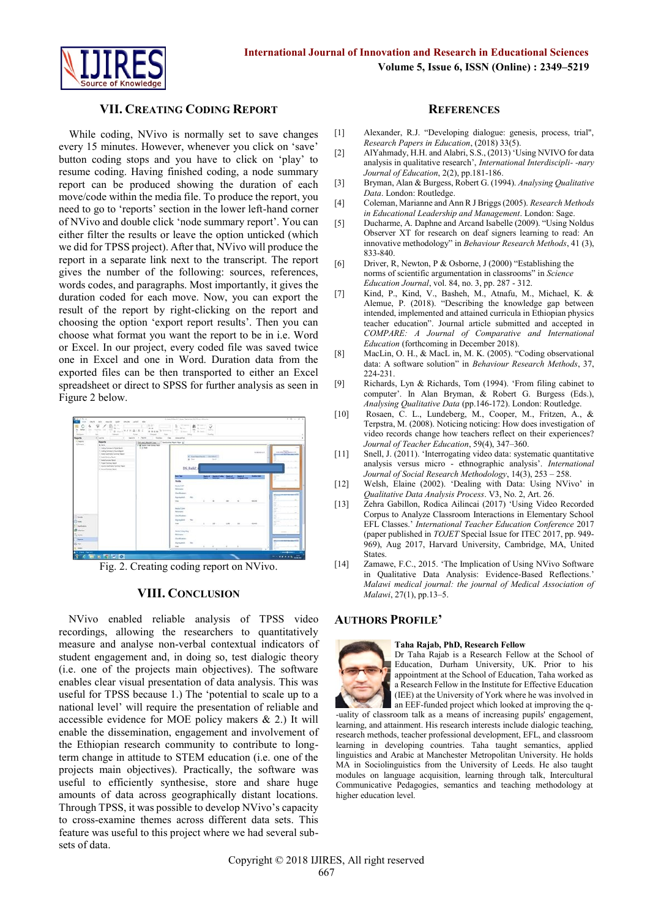## VII. Creating Coding Report

While coding, NVivo is normally set to save changes every 15 minutes. However, whenever you click on 'save' button coding stops and you have to click on 'play' to resume coding. Having finished coding, a node summary report can be produced showing the duration of each move/code within the media file. To produce the report, you need to go to 'reports' section in the lower left-hand corner of NVivo and double click 'node summary report'. You can either filter the results or leave the option unticked (which we did for TPSS project). After that, NVivo will produce the report in a separate link next to the transcript. The report gives the number of the following: sources, references, words codes, and paragraphs. Most importantly, it gives the duration coded for each move. Now, you can export the result of the report by right-clicking on the report and choosing the option 'export report results'. Then you can choose what format you want the report to be in i.e. Word or Excel. In our project, every coded file was saved twice one in Excel and one in Word. Duration data from the exported files can be then transported to either an Excel spreadsheet or direct to SPSS for further analysis as seen in Figure 2 below.

Fig. 2. Creating coding report on NVivo.

## VIII. Conclusion

NVivo enabled reliable analysis of TPSS video recordings, allowing the researchers to quantitatively measure and analyse non-verbal contextual indicators of student engagement and, in doing so, test dialogic theory (i.e. one of the projects main objectives). The software enables clear visual presentation of data analysis. This was useful for TPSS because 1.) The 'potential to scale up to a national level' will require the presentation of reliable and accessible evidence for MOE policy makers & 2.) It will enable the dissemination, engagement and involvement of the Ethiopian research community to contribute to long-term change in attitude to STEM education (i.e. one of the projects main objectives). Practically, the software was useful to efficiently synthesise, store and share huge amounts of data across geographically distant locations. Through TPSS, it was possible to develop NVivo's capacity to cross-examine themes across different data sets. This feature was useful to this project where we had several sub-sets of data.

## References

[1] Alexander, R.J. "Developing dialogue: genesis, process, trial", *Research Papers in Education*, (2018) 33(5).

[2] AlYahmady, H.H. and Alabri, S.S., (2013) 'Using NVIVO for data analysis in qualitative research', *International Interdiscipli- -nary Journal of Education*, 2(2), pp.181-186.

[3] Bryman, Alan & Burgess, Robert G. (1994). *Analysing Qualitative Data*. London: Routledge.

[4] Coleman, Marianne and Ann R J Briggs (2005). *Research Methods in Educational Leadership and Management*. London: Sage.

[5] Ducharme, A. Daphne and Arcand Isabelle (2009). "Using Noldus Observer XT for research on deaf signers learning to read: An innovative methodology" in *Behaviour Research Methods*, 41 (3), 833-840.

[6] Driver, R, Newton, P & Osborne, J (2000) "Establishing the norms of scientific argumentation in classrooms" in *Science Education Journal*, vol. 84, no. 3, pp. 287 - 312.

[7] Kind, P., Kind, V., Basheh, M., Atnafu, M., Michael, K. & Alemue, P. (2018). "Describing the knowledge gap between intended, implemented and attained curricula in Ethiopian physics teacher education". Journal article submitted and accepted in *COMPARE: A Journal of Comparative and International Education* (forthcoming in December 2018).

[8] MacLin, O. H., & MacL in, M. K. (2005). "Coding observational data: A software solution" in *Behaviour Research Methods*, 37, 224-231.

[9] Richards, Lyn & Richards, Tom (1994). 'From filing cabinet to computer'. In Alan Bryman, & Robert G. Burgess (Eds.), *Analysing Qualitative Data* (pp.146-172). London: Routledge.

[10] Rosaen, C. L., Lundeberg, M., Cooper, M., Fritzen, A., & Terpstra, M. (2008). Noticing noticing: How does investigation of video records change how teachers reflect on their experiences? *Journal of Teacher Education*, 59(4), 347–360.

[11] Snell, J. (2011). 'Interrogating video data: systematic quantitative analysis versus micro - ethnographic analysis'. *International Journal of Social Research Methodology*, 14(3), 253 – 258.

[12] Welsh, Elaine (2002). 'Dealing with Data: Using NVivo' in *Qualitative Data Analysis Process*. V3, No. 2, Art. 26.

[13] Zehra Gabillon, Rodica Ailincai (2017) 'Using Video Recorded Corpus to Analyze Classroom Interactions in Elementary School EFL Classes.' *International Teacher Education Conference* 2017 (paper published in *TOJET* Special Issue for ITEC 2017, pp. 949-969), Aug 2017, Harvard University, Cambridge, MA, United States.

[14] Zamawe, F.C., 2015. 'The Implication of Using NVivo Software in Qualitative Data Analysis: Evidence-Based Reflections.' *Malawi medical journal: the journal of Medical Association of Malawi*, 27(1), pp.13–5.

## Authors Profile'

**Taha Rajab, PhD, Research Fellow**

Dr Taha Rajab is a Research Fellow at the School of Education, Durham University, UK. Prior to his appointment at the School of Education, Taha worked as a Research Fellow in the Institute for Effective Education (IEE) at the University of York where he was involved in an EEF-funded project which looked at improving the q-uality of classroom talk as a means of increasing pupils' engagement, learning, and attainment. His research interests include dialogic teaching, research methods, teacher professional development, EFL, and classroom learning in developing countries. Taha taught semantics, applied linguistics and Arabic at Manchester Metropolitan University. He holds MA in Sociolinguistics from the University of Leeds. He also taught modules on language acquisition, learning through talk, Intercultural Communicative Pedagogies, semantics and teaching methodology at higher education level.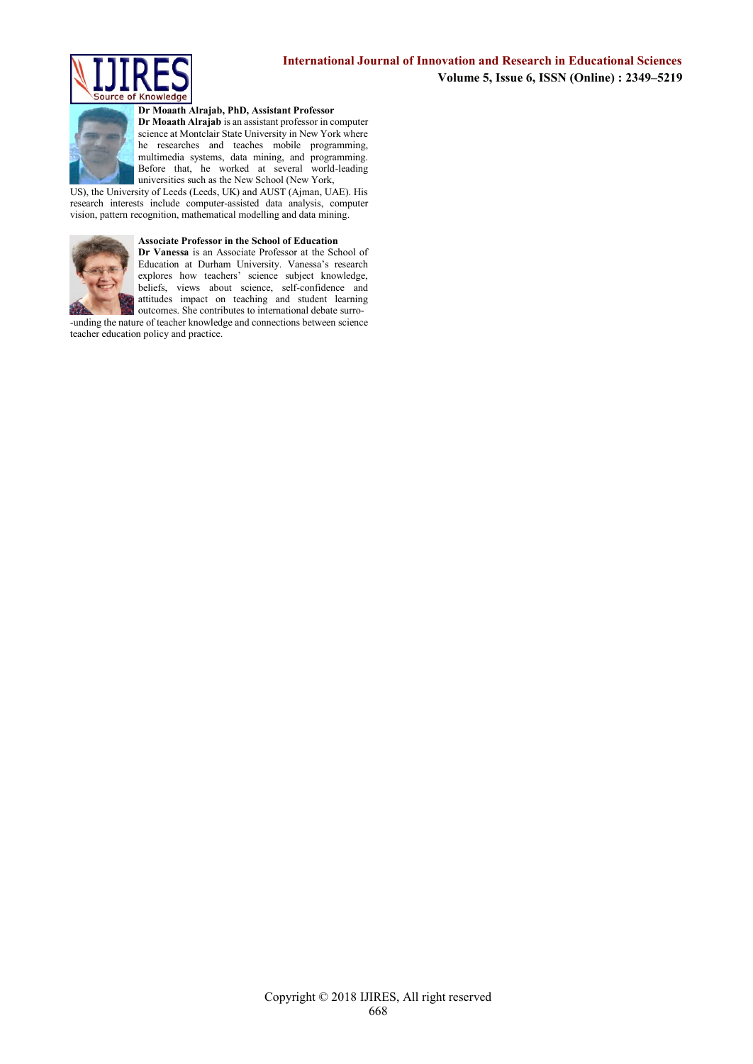**Dr Moaath Alrajab, PhD, Assistant Professor**

**Dr Moaath Alrajab** is an assistant professor in computer science at Montclair State University in New York where he researches and teaches mobile programming, multimedia systems, data mining, and programming. Before that, he worked at several world-leading universities such as the New School (New York, US), the University of Leeds (Leeds, UK) and AUST (Ajman, UAE). His research interests include computer-assisted data analysis, computer vision, pattern recognition, mathematical modelling and data mining.

**Associate Professor in the School of Education**

**Dr Vanessa** is an Associate Professor at the School of Education at Durham University. Vanessa's research explores how teachers' science subject knowledge, beliefs, views about science, self-confidence and attitudes impact on teaching and student learning outcomes. She contributes to international debate surrounding the nature of teacher knowledge and connections between science teacher education policy and practice.